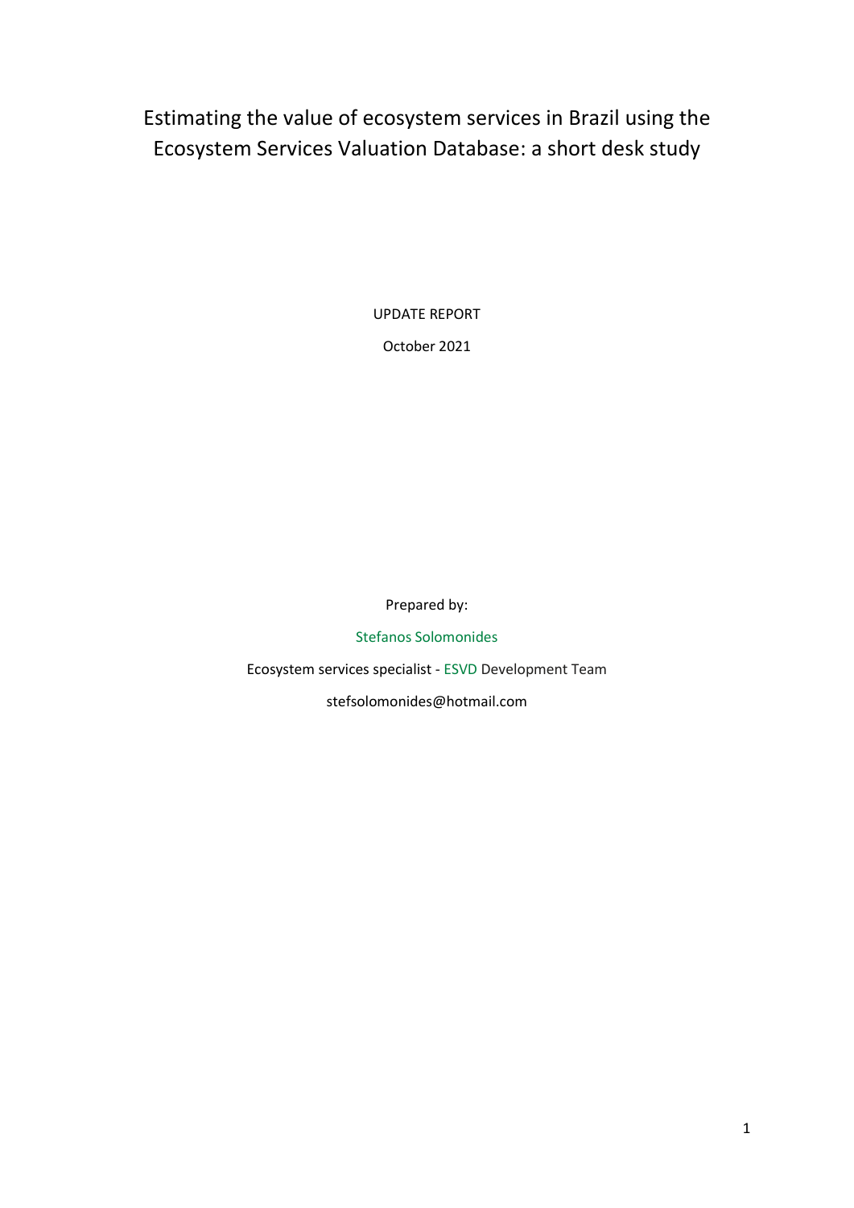# Estimating the value of ecosystem services in Brazil using the Ecosystem Services Valuation Database: a short desk study

UPDATE REPORT

October 2021

Prepared by:

Stefanos Solomonides

Ecosystem services specialist - ESVD Development Team

stefsolomonides@hotmail.com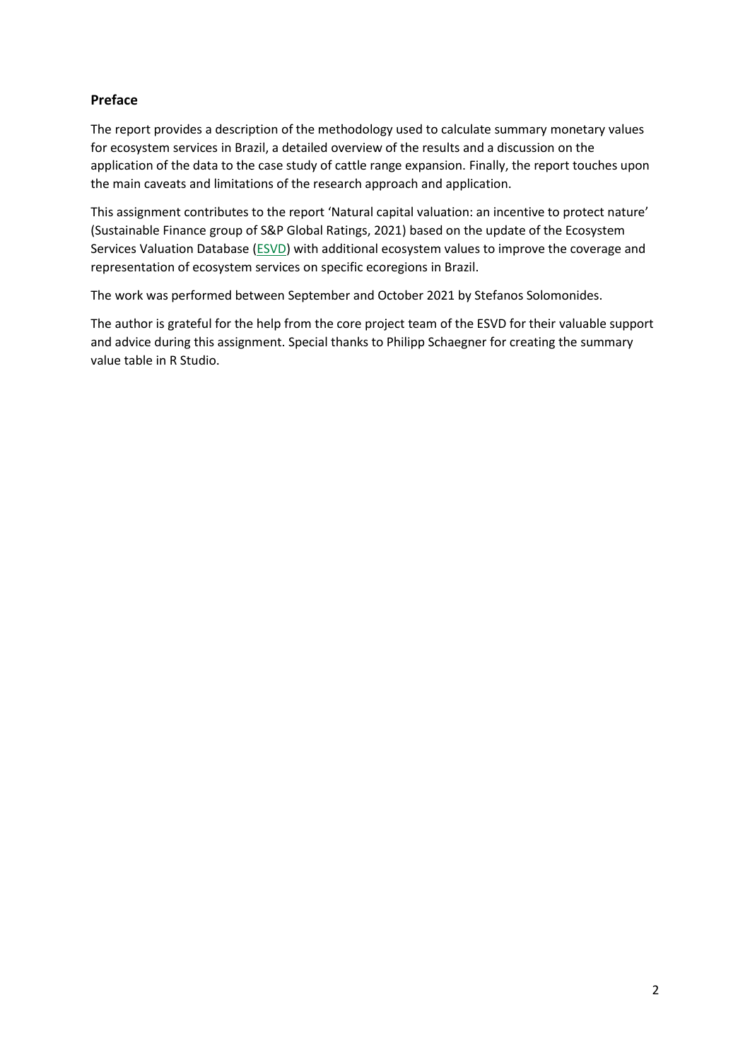## Preface

The report provides a description of the methodology used to calculate summary monetary values for ecosystem services in Brazil, a detailed overview of the results and a discussion on the application of the data to the case study of cattle range expansion. Finally, the report touches upon the main caveats and limitations of the research approach and application.

This assignment contributes to the report 'Natural capital valuation: an incentive to protect nature' (Sustainable Finance group of S&P Global Ratings, 2021) based on the update of the Ecosystem Services Valuation Database (ESVD) with additional ecosystem values to improve the coverage and representation of ecosystem services on specific ecoregions in Brazil.

The work was performed between September and October 2021 by Stefanos Solomonides.

The author is grateful for the help from the core project team of the ESVD for their valuable support and advice during this assignment. Special thanks to Philipp Schaegner for creating the summary value table in R Studio.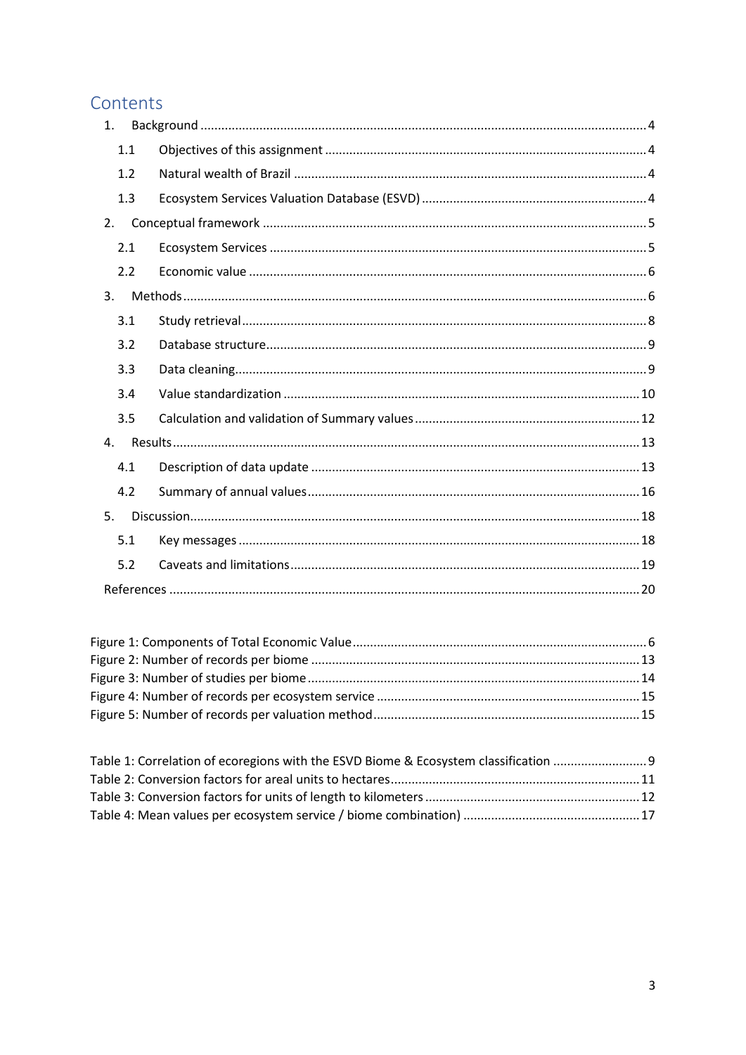## Contents

1. Background ... 4
   - 1.1 Objectives of this assignment ... 4
   - 1.2 Natural wealth of Brazil ... 4
   - 1.3 Ecosystem Services Valuation Database (ESVD) ... 4
2. Conceptual framework ... 5
   - 2.1 Ecosystem Services ... 5
   - 2.2 Economic value ... 6
3. Methods ... 6
   - 3.1 Study retrieval ... 8
   - 3.2 Database structure ... 9
   - 3.3 Data cleaning ... 9
   - 3.4 Value standardization ... 10
   - 3.5 Calculation and validation of Summary values ... 12
4. Results ... 13
   - 4.1 Description of data update ... 13
   - 4.2 Summary of annual values ... 16
5. Discussion ... 18
   - 5.1 Key messages ... 18
   - 5.2 Caveats and limitations ... 19

References ... 20

Figure 1: Components of Total Economic Value ... 6
Figure 2: Number of records per biome ... 13
Figure 3: Number of studies per biome ... 14
Figure 4: Number of records per ecosystem service ... 15
Figure 5: Number of records per valuation method ... 15

Table 1: Correlation of ecoregions with the ESVD Biome & Ecosystem classification ... 9
Table 2: Conversion factors for areal units to hectares ... 11
Table 3: Conversion factors for units of length to kilometers ... 12
Table 4: Mean values per ecosystem service / biome combination) ... 17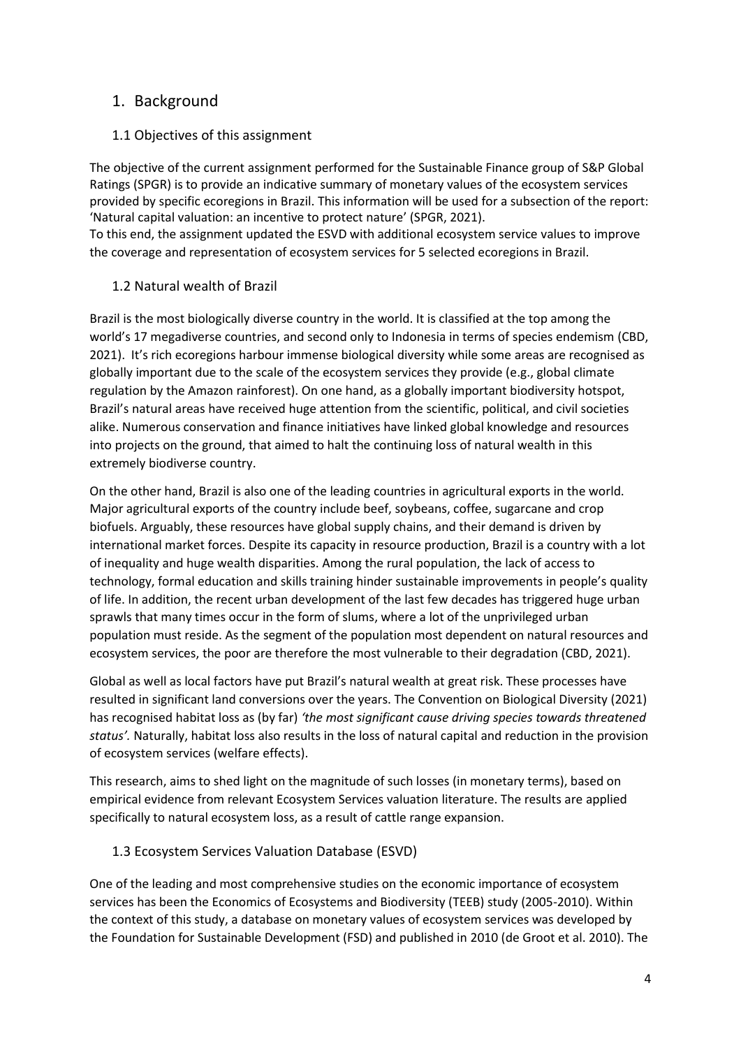# 1. Background

## 1.1 Objectives of this assignment

The objective of the current assignment performed for the Sustainable Finance group of S&P Global Ratings (SPGR) is to provide an indicative summary of monetary values of the ecosystem services provided by specific ecoregions in Brazil. This information will be used for a subsection of the report: 'Natural capital valuation: an incentive to protect nature' (SPGR, 2021).
To this end, the assignment updated the ESVD with additional ecosystem service values to improve the coverage and representation of ecosystem services for 5 selected ecoregions in Brazil.

## 1.2 Natural wealth of Brazil

Brazil is the most biologically diverse country in the world. It is classified at the top among the world's 17 megadiverse countries, and second only to Indonesia in terms of species endemism (CBD, 2021). It's rich ecoregions harbour immense biological diversity while some areas are recognised as globally important due to the scale of the ecosystem services they provide (e.g., global climate regulation by the Amazon rainforest). On one hand, as a globally important biodiversity hotspot, Brazil's natural areas have received huge attention from the scientific, political, and civil societies alike. Numerous conservation and finance initiatives have linked global knowledge and resources into projects on the ground, that aimed to halt the continuing loss of natural wealth in this extremely biodiverse country.

On the other hand, Brazil is also one of the leading countries in agricultural exports in the world. Major agricultural exports of the country include beef, soybeans, coffee, sugarcane and crop biofuels. Arguably, these resources have global supply chains, and their demand is driven by international market forces. Despite its capacity in resource production, Brazil is a country with a lot of inequality and huge wealth disparities. Among the rural population, the lack of access to technology, formal education and skills training hinder sustainable improvements in people's quality of life. In addition, the recent urban development of the last few decades has triggered huge urban sprawls that many times occur in the form of slums, where a lot of the unprivileged urban population must reside. As the segment of the population most dependent on natural resources and ecosystem services, the poor are therefore the most vulnerable to their degradation (CBD, 2021).

Global as well as local factors have put Brazil's natural wealth at great risk. These processes have resulted in significant land conversions over the years. The Convention on Biological Diversity (2021) has recognised habitat loss as (by far) *'the most significant cause driving species towards threatened status'.* Naturally, habitat loss also results in the loss of natural capital and reduction in the provision of ecosystem services (welfare effects).

This research, aims to shed light on the magnitude of such losses (in monetary terms), based on empirical evidence from relevant Ecosystem Services valuation literature. The results are applied specifically to natural ecosystem loss, as a result of cattle range expansion.

## 1.3 Ecosystem Services Valuation Database (ESVD)

One of the leading and most comprehensive studies on the economic importance of ecosystem services has been the Economics of Ecosystems and Biodiversity (TEEB) study (2005-2010). Within the context of this study, a database on monetary values of ecosystem services was developed by the Foundation for Sustainable Development (FSD) and published in 2010 (de Groot et al. 2010). The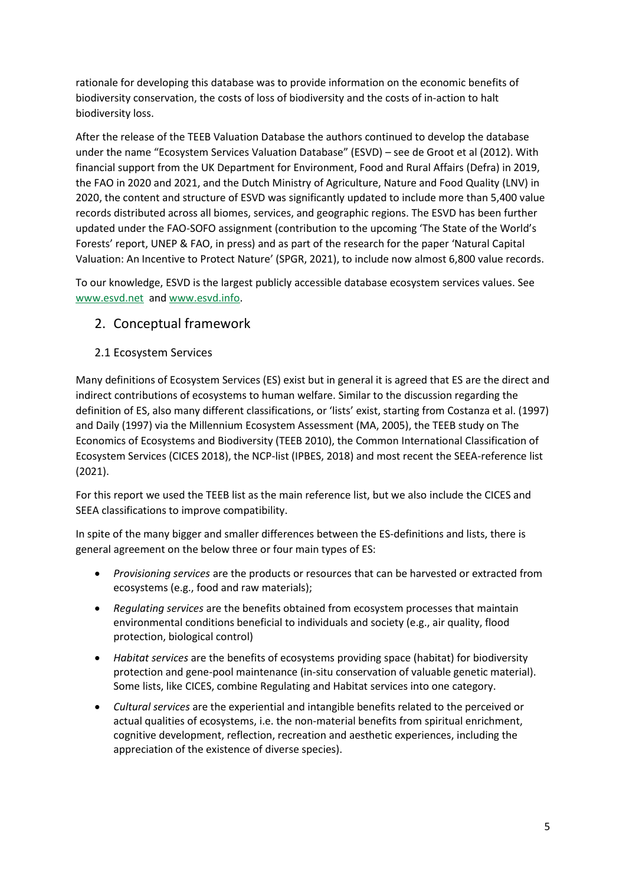rationale for developing this database was to provide information on the economic benefits of biodiversity conservation, the costs of loss of biodiversity and the costs of in-action to halt biodiversity loss.

After the release of the TEEB Valuation Database the authors continued to develop the database under the name "Ecosystem Services Valuation Database" (ESVD) – see de Groot et al (2012). With financial support from the UK Department for Environment, Food and Rural Affairs (Defra) in 2019, the FAO in 2020 and 2021, and the Dutch Ministry of Agriculture, Nature and Food Quality (LNV) in 2020, the content and structure of ESVD was significantly updated to include more than 5,400 value records distributed across all biomes, services, and geographic regions. The ESVD has been further updated under the FAO-SOFO assignment (contribution to the upcoming 'The State of the World's Forests' report, UNEP & FAO, in press) and as part of the research for the paper 'Natural Capital Valuation: An Incentive to Protect Nature' (SPGR, 2021), to include now almost 6,800 value records.

To our knowledge, ESVD is the largest publicly accessible database ecosystem services values. See [www.esvd.net](http://www.esvd.net) and [www.esvd.info](http://www.esvd.info).

## 2. Conceptual framework

### 2.1 Ecosystem Services

Many definitions of Ecosystem Services (ES) exist but in general it is agreed that ES are the direct and indirect contributions of ecosystems to human welfare. Similar to the discussion regarding the definition of ES, also many different classifications, or 'lists' exist, starting from Costanza et al. (1997) and Daily (1997) via the Millennium Ecosystem Assessment (MA, 2005), the TEEB study on The Economics of Ecosystems and Biodiversity (TEEB 2010), the Common International Classification of Ecosystem Services (CICES 2018), the NCP-list (IPBES, 2018) and most recent the SEEA-reference list (2021).

For this report we used the TEEB list as the main reference list, but we also include the CICES and SEEA classifications to improve compatibility.

In spite of the many bigger and smaller differences between the ES-definitions and lists, there is general agreement on the below three or four main types of ES:

- *Provisioning services* are the products or resources that can be harvested or extracted from ecosystems (e.g., food and raw materials);
- *Regulating services* are the benefits obtained from ecosystem processes that maintain environmental conditions beneficial to individuals and society (e.g., air quality, flood protection, biological control)
- *Habitat services* are the benefits of ecosystems providing space (habitat) for biodiversity protection and gene-pool maintenance (in-situ conservation of valuable genetic material). Some lists, like CICES, combine Regulating and Habitat services into one category.
- *Cultural services* are the experiential and intangible benefits related to the perceived or actual qualities of ecosystems, i.e. the non-material benefits from spiritual enrichment, cognitive development, reflection, recreation and aesthetic experiences, including the appreciation of the existence of diverse species).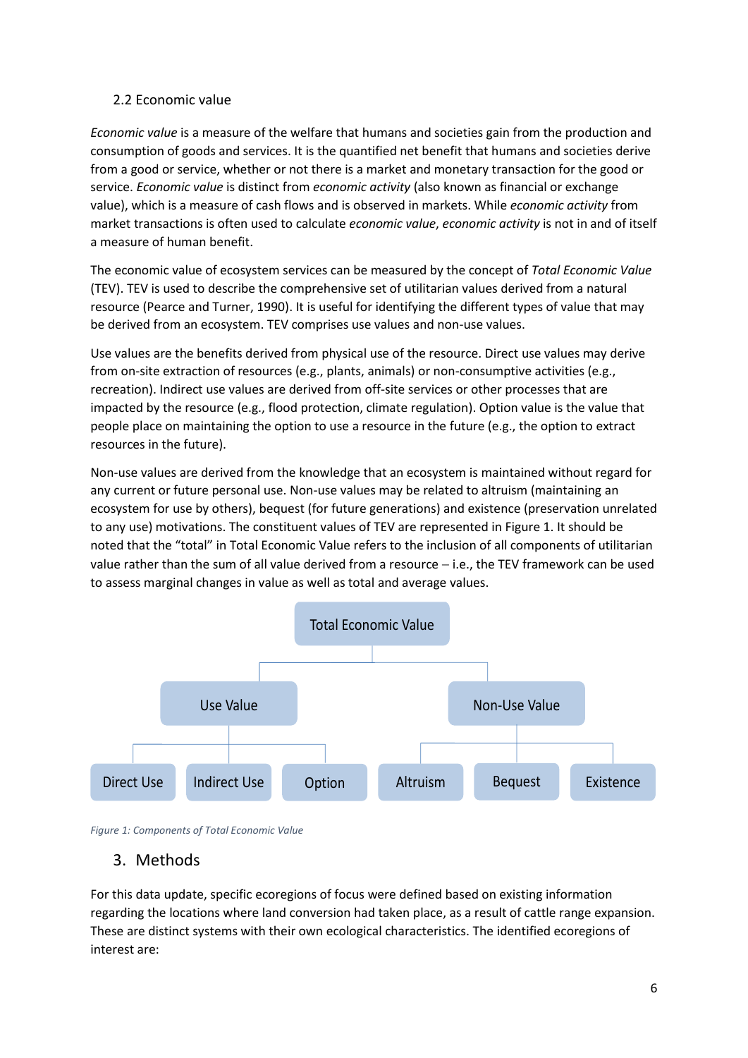## 2.2 Economic value

*Economic value* is a measure of the welfare that humans and societies gain from the production and consumption of goods and services. It is the quantified net benefit that humans and societies derive from a good or service, whether or not there is a market and monetary transaction for the good or service. *Economic value* is distinct from *economic activity* (also known as financial or exchange value), which is a measure of cash flows and is observed in markets. While *economic activity* from market transactions is often used to calculate *economic value*, *economic activity* is not in and of itself a measure of human benefit.

The economic value of ecosystem services can be measured by the concept of *Total Economic Value* (TEV). TEV is used to describe the comprehensive set of utilitarian values derived from a natural resource (Pearce and Turner, 1990). It is useful for identifying the different types of value that may be derived from an ecosystem. TEV comprises use values and non-use values.

Use values are the benefits derived from physical use of the resource. Direct use values may derive from on-site extraction of resources (e.g., plants, animals) or non-consumptive activities (e.g., recreation). Indirect use values are derived from off-site services or other processes that are impacted by the resource (e.g., flood protection, climate regulation). Option value is the value that people place on maintaining the option to use a resource in the future (e.g., the option to extract resources in the future).

Non-use values are derived from the knowledge that an ecosystem is maintained without regard for any current or future personal use. Non-use values may be related to altruism (maintaining an ecosystem for use by others), bequest (for future generations) and existence (preservation unrelated to any use) motivations. The constituent values of TEV are represented in Figure 1. It should be noted that the "total" in Total Economic Value refers to the inclusion of all components of utilitarian value rather than the sum of all value derived from a resource – i.e., the TEV framework can be used to assess marginal changes in value as well as total and average values.

- Total Economic Value
  - Use Value
    - Direct Use
    - Indirect Use
    - Option
  - Non-Use Value
    - Altruism
    - Bequest
    - Existence

*Figure 1: Components of Total Economic Value*

## 3. Methods

For this data update, specific ecoregions of focus were defined based on existing information regarding the locations where land conversion had taken place, as a result of cattle range expansion. These are distinct systems with their own ecological characteristics. The identified ecoregions of interest are: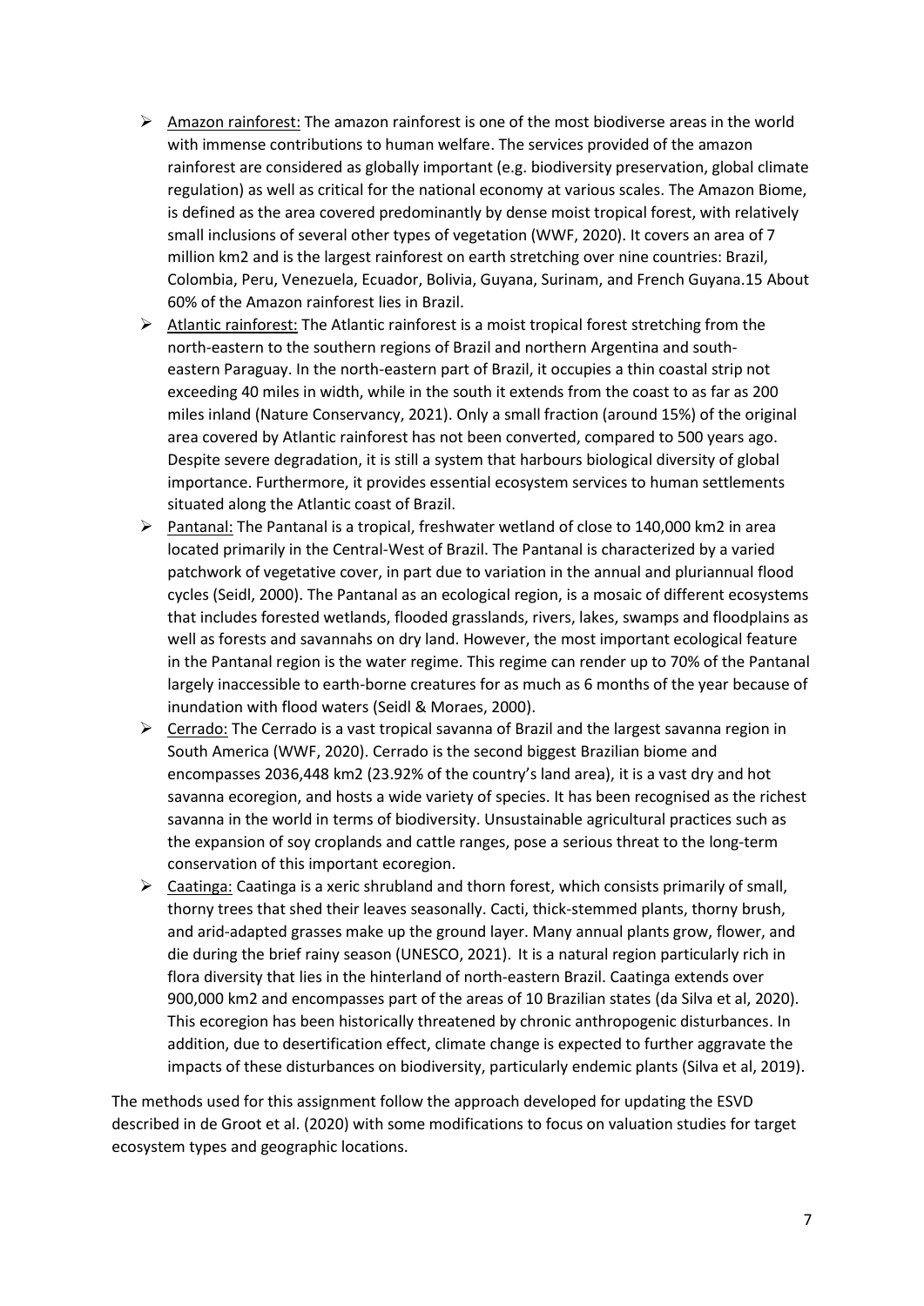- Amazon rainforest: The amazon rainforest is one of the most biodiverse areas in the world with immense contributions to human welfare. The services provided of the amazon rainforest are considered as globally important (e.g. biodiversity preservation, global climate regulation) as well as critical for the national economy at various scales. The Amazon Biome, is defined as the area covered predominantly by dense moist tropical forest, with relatively small inclusions of several other types of vegetation (WWF, 2020). It covers an area of 7 million km2 and is the largest rainforest on earth stretching over nine countries: Brazil, Colombia, Peru, Venezuela, Ecuador, Bolivia, Guyana, Surinam, and French Guyana.15 About 60% of the Amazon rainforest lies in Brazil.
- Atlantic rainforest: The Atlantic rainforest is a moist tropical forest stretching from the north-eastern to the southern regions of Brazil and northern Argentina and south-eastern Paraguay. In the north-eastern part of Brazil, it occupies a thin coastal strip not exceeding 40 miles in width, while in the south it extends from the coast to as far as 200 miles inland (Nature Conservancy, 2021). Only a small fraction (around 15%) of the original area covered by Atlantic rainforest has not been converted, compared to 500 years ago. Despite severe degradation, it is still a system that harbours biological diversity of global importance. Furthermore, it provides essential ecosystem services to human settlements situated along the Atlantic coast of Brazil.
- Pantanal: The Pantanal is a tropical, freshwater wetland of close to 140,000 km2 in area located primarily in the Central-West of Brazil. The Pantanal is characterized by a varied patchwork of vegetative cover, in part due to variation in the annual and pluriannual flood cycles (Seidl, 2000). The Pantanal as an ecological region, is a mosaic of different ecosystems that includes forested wetlands, flooded grasslands, rivers, lakes, swamps and floodplains as well as forests and savannahs on dry land. However, the most important ecological feature in the Pantanal region is the water regime. This regime can render up to 70% of the Pantanal largely inaccessible to earth-borne creatures for as much as 6 months of the year because of inundation with flood waters (Seidl & Moraes, 2000).
- Cerrado: The Cerrado is a vast tropical savanna of Brazil and the largest savanna region in South America (WWF, 2020). Cerrado is the second biggest Brazilian biome and encompasses 2036,448 km2 (23.92% of the country's land area), it is a vast dry and hot savanna ecoregion, and hosts a wide variety of species. It has been recognised as the richest savanna in the world in terms of biodiversity. Unsustainable agricultural practices such as the expansion of soy croplands and cattle ranges, pose a serious threat to the long-term conservation of this important ecoregion.
- Caatinga: Caatinga is a xeric shrubland and thorn forest, which consists primarily of small, thorny trees that shed their leaves seasonally. Cacti, thick-stemmed plants, thorny brush, and arid-adapted grasses make up the ground layer. Many annual plants grow, flower, and die during the brief rainy season (UNESCO, 2021). It is a natural region particularly rich in flora diversity that lies in the hinterland of north-eastern Brazil. Caatinga extends over 900,000 km2 and encompasses part of the areas of 10 Brazilian states (da Silva et al, 2020). This ecoregion has been historically threatened by chronic anthropogenic disturbances. In addition, due to desertification effect, climate change is expected to further aggravate the impacts of these disturbances on biodiversity, particularly endemic plants (Silva et al, 2019).

The methods used for this assignment follow the approach developed for updating the ESVD described in de Groot et al. (2020) with some modifications to focus on valuation studies for target ecosystem types and geographic locations.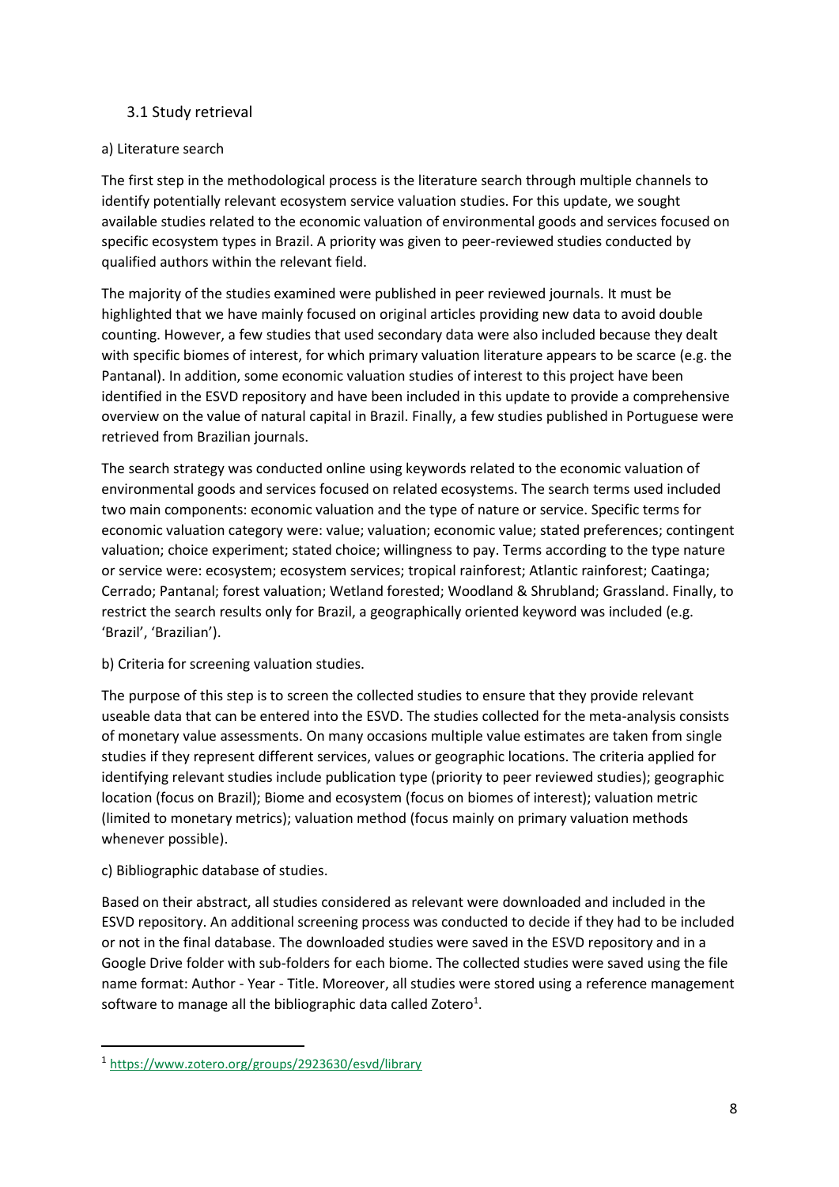## 3.1 Study retrieval

a) Literature search

The first step in the methodological process is the literature search through multiple channels to identify potentially relevant ecosystem service valuation studies. For this update, we sought available studies related to the economic valuation of environmental goods and services focused on specific ecosystem types in Brazil. A priority was given to peer-reviewed studies conducted by qualified authors within the relevant field.

The majority of the studies examined were published in peer reviewed journals. It must be highlighted that we have mainly focused on original articles providing new data to avoid double counting. However, a few studies that used secondary data were also included because they dealt with specific biomes of interest, for which primary valuation literature appears to be scarce (e.g. the Pantanal). In addition, some economic valuation studies of interest to this project have been identified in the ESVD repository and have been included in this update to provide a comprehensive overview on the value of natural capital in Brazil. Finally, a few studies published in Portuguese were retrieved from Brazilian journals.

The search strategy was conducted online using keywords related to the economic valuation of environmental goods and services focused on related ecosystems. The search terms used included two main components: economic valuation and the type of nature or service. Specific terms for economic valuation category were: value; valuation; economic value; stated preferences; contingent valuation; choice experiment; stated choice; willingness to pay. Terms according to the type nature or service were: ecosystem; ecosystem services; tropical rainforest; Atlantic rainforest; Caatinga; Cerrado; Pantanal; forest valuation; Wetland forested; Woodland & Shrubland; Grassland. Finally, to restrict the search results only for Brazil, a geographically oriented keyword was included (e.g. 'Brazil', 'Brazilian').

b) Criteria for screening valuation studies.

The purpose of this step is to screen the collected studies to ensure that they provide relevant useable data that can be entered into the ESVD. The studies collected for the meta-analysis consists of monetary value assessments. On many occasions multiple value estimates are taken from single studies if they represent different services, values or geographic locations. The criteria applied for identifying relevant studies include publication type (priority to peer reviewed studies); geographic location (focus on Brazil); Biome and ecosystem (focus on biomes of interest); valuation metric (limited to monetary metrics); valuation method (focus mainly on primary valuation methods whenever possible).

c) Bibliographic database of studies.

Based on their abstract, all studies considered as relevant were downloaded and included in the ESVD repository. An additional screening process was conducted to decide if they had to be included or not in the final database. The downloaded studies were saved in the ESVD repository and in a Google Drive folder with sub-folders for each biome. The collected studies were saved using the file name format: Author - Year - Title. Moreover, all studies were stored using a reference management software to manage all the bibliographic data called Zotero[1].

[1] https://www.zotero.org/groups/2923630/esvd/library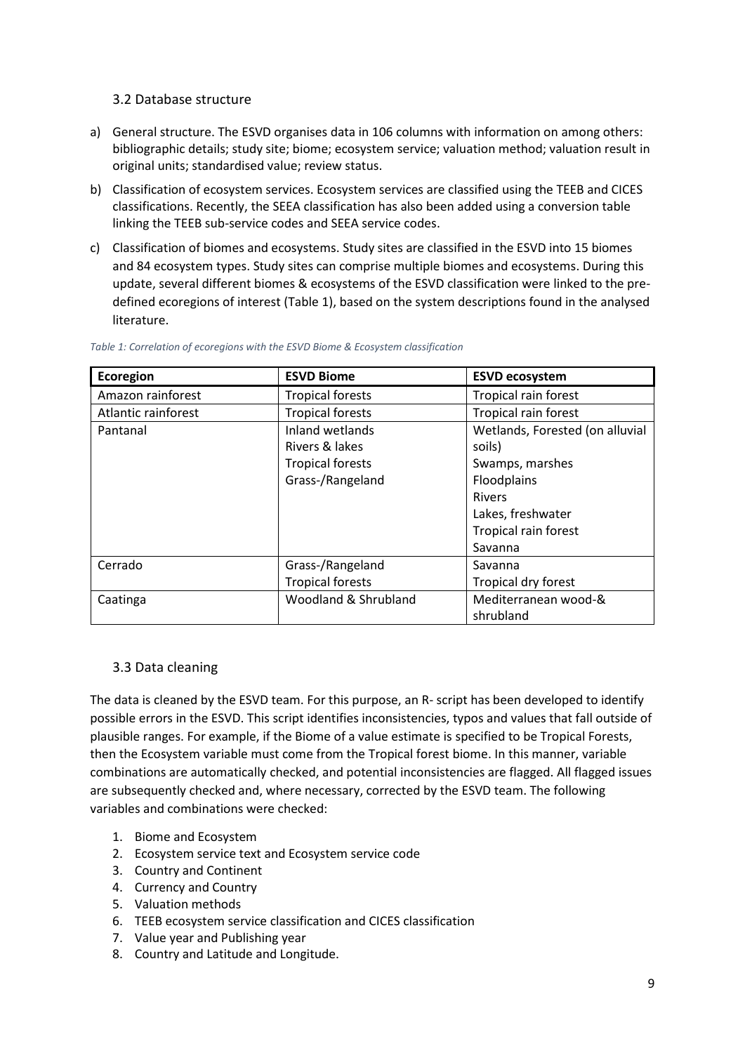### 3.2 Database structure

a) General structure. The ESVD organises data in 106 columns with information on among others: bibliographic details; study site; biome; ecosystem service; valuation method; valuation result in original units; standardised value; review status.

b) Classification of ecosystem services. Ecosystem services are classified using the TEEB and CICES classifications. Recently, the SEEA classification has also been added using a conversion table linking the TEEB sub-service codes and SEEA service codes.

c) Classification of biomes and ecosystems. Study sites are classified in the ESVD into 15 biomes and 84 ecosystem types. Study sites can comprise multiple biomes and ecosystems. During this update, several different biomes & ecosystems of the ESVD classification were linked to the pre-defined ecoregions of interest (Table 1), based on the system descriptions found in the analysed literature.

*Table 1: Correlation of ecoregions with the ESVD Biome & Ecosystem classification*

| Ecoregion | ESVD Biome | ESVD ecosystem |
|---|---|---|
| Amazon rainforest | Tropical forests | Tropical rain forest |
| Atlantic rainforest | Tropical forests | Tropical rain forest |
| Pantanal | Inland wetlands<br>Rivers & lakes<br>Tropical forests<br>Grass-/Rangeland | Wetlands, Forested (on alluvial soils)<br>Swamps, marshes<br>Floodplains<br>Rivers<br>Lakes, freshwater<br>Tropical rain forest<br>Savanna |
| Cerrado | Grass-/Rangeland<br>Tropical forests | Savanna<br>Tropical dry forest |
| Caatinga | Woodland & Shrubland | Mediterranean wood-& shrubland |

### 3.3 Data cleaning

The data is cleaned by the ESVD team. For this purpose, an R- script has been developed to identify possible errors in the ESVD. This script identifies inconsistencies, typos and values that fall outside of plausible ranges. For example, if the Biome of a value estimate is specified to be Tropical Forests, then the Ecosystem variable must come from the Tropical forest biome. In this manner, variable combinations are automatically checked, and potential inconsistencies are flagged. All flagged issues are subsequently checked and, where necessary, corrected by the ESVD team. The following variables and combinations were checked:

1. Biome and Ecosystem
2. Ecosystem service text and Ecosystem service code
3. Country and Continent
4. Currency and Country
5. Valuation methods
6. TEEB ecosystem service classification and CICES classification
7. Value year and Publishing year
8. Country and Latitude and Longitude.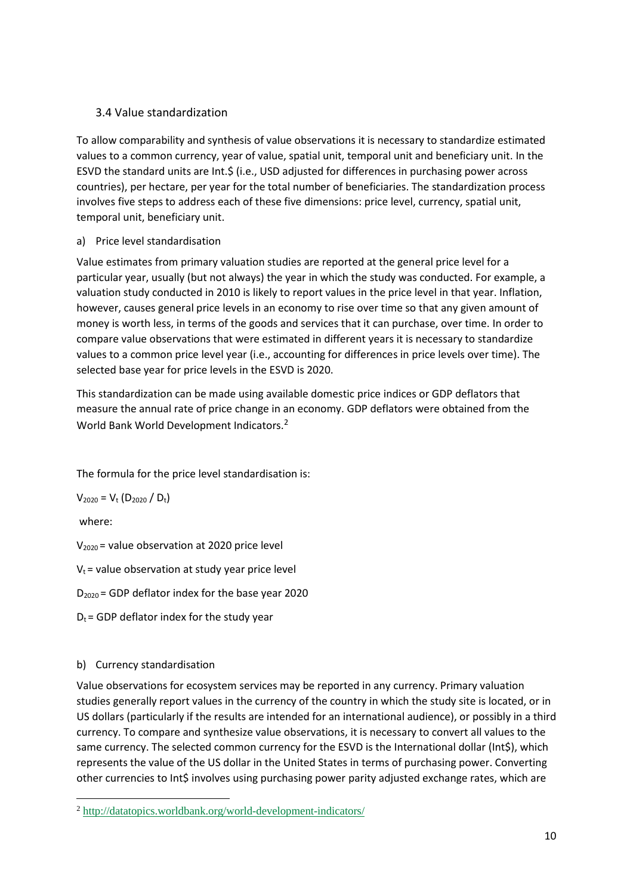### 3.4 Value standardization

To allow comparability and synthesis of value observations it is necessary to standardize estimated values to a common currency, year of value, spatial unit, temporal unit and beneficiary unit. In the ESVD the standard units are Int.$ (i.e., USD adjusted for differences in purchasing power across countries), per hectare, per year for the total number of beneficiaries. The standardization process involves five steps to address each of these five dimensions: price level, currency, spatial unit, temporal unit, beneficiary unit.

a) Price level standardisation

Value estimates from primary valuation studies are reported at the general price level for a particular year, usually (but not always) the year in which the study was conducted. For example, a valuation study conducted in 2010 is likely to report values in the price level in that year. Inflation, however, causes general price levels in an economy to rise over time so that any given amount of money is worth less, in terms of the goods and services that it can purchase, over time. In order to compare value observations that were estimated in different years it is necessary to standardize values to a common price level year (i.e., accounting for differences in price levels over time). The selected base year for price levels in the ESVD is 2020.

This standardization can be made using available domestic price indices or GDP deflators that measure the annual rate of price change in an economy. GDP deflators were obtained from the World Bank World Development Indicators.[2]

The formula for the price level standardisation is:

$$V_{2020} = V_t \, (D_{2020} / D_t)$$

where:

$V_{2020}$ = value observation at 2020 price level

$V_t$ = value observation at study year price level

$D_{2020}$ = GDP deflator index for the base year 2020

$D_t$ = GDP deflator index for the study year

b) Currency standardisation

Value observations for ecosystem services may be reported in any currency. Primary valuation studies generally report values in the currency of the country in which the study site is located, or in US dollars (particularly if the results are intended for an international audience), or possibly in a third currency. To compare and synthesize value observations, it is necessary to convert all values to the same currency. The selected common currency for the ESVD is the International dollar (Int$), which represents the value of the US dollar in the United States in terms of purchasing power. Converting other currencies to Int$ involves using purchasing power parity adjusted exchange rates, which are

[2] http://datatopics.worldbank.org/world-development-indicators/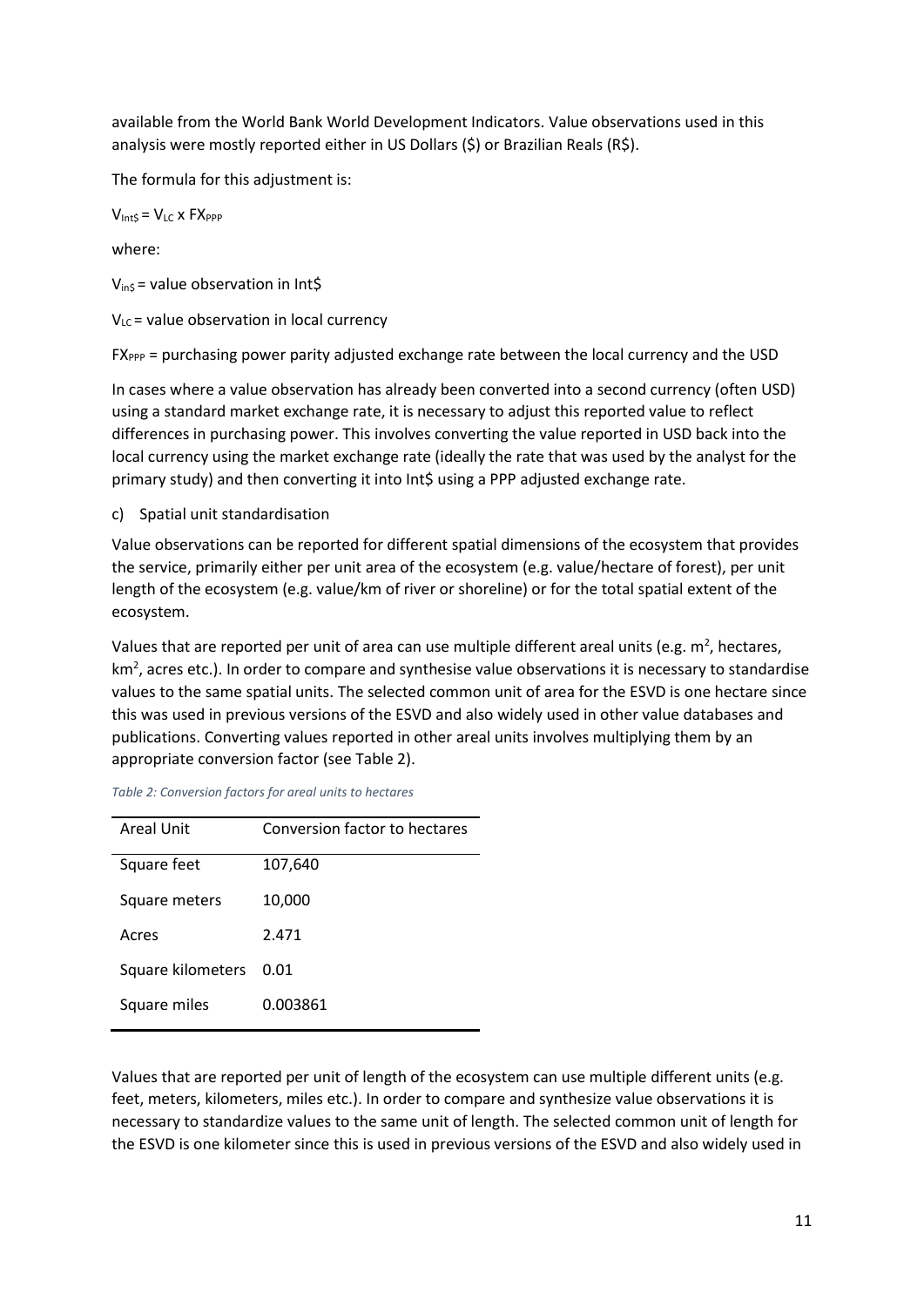available from the World Bank World Development Indicators. Value observations used in this analysis were mostly reported either in US Dollars ($) or Brazilian Reals (R$).

The formula for this adjustment is:

$V_{Int\$} = V_{LC} \times FX_{PPP}$

where:

$V_{in\$}$ = value observation in Int$

$V_{LC}$ = value observation in local currency

$FX_{PPP}$ = purchasing power parity adjusted exchange rate between the local currency and the USD

In cases where a value observation has already been converted into a second currency (often USD) using a standard market exchange rate, it is necessary to adjust this reported value to reflect differences in purchasing power. This involves converting the value reported in USD back into the local currency using the market exchange rate (ideally the rate that was used by the analyst for the primary study) and then converting it into Int$ using a PPP adjusted exchange rate.

c) Spatial unit standardisation

Value observations can be reported for different spatial dimensions of the ecosystem that provides the service, primarily either per unit area of the ecosystem (e.g. value/hectare of forest), per unit length of the ecosystem (e.g. value/km of river or shoreline) or for the total spatial extent of the ecosystem.

Values that are reported per unit of area can use multiple different areal units (e.g. $m^2$, hectares, $km^2$, acres etc.). In order to compare and synthesise value observations it is necessary to standardise values to the same spatial units. The selected common unit of area for the ESVD is one hectare since this was used in previous versions of the ESVD and also widely used in other value databases and publications. Converting values reported in other areal units involves multiplying them by an appropriate conversion factor (see Table 2).

*Table 2: Conversion factors for areal units to hectares*

| Areal Unit | Conversion factor to hectares |
|---|---|
| Square feet | 107,640 |
| Square meters | 10,000 |
| Acres | 2.471 |
| Square kilometers | 0.01 |
| Square miles | 0.003861 |

Values that are reported per unit of length of the ecosystem can use multiple different units (e.g. feet, meters, kilometers, miles etc.). In order to compare and synthesize value observations it is necessary to standardize values to the same unit of length. The selected common unit of length for the ESVD is one kilometer since this is used in previous versions of the ESVD and also widely used in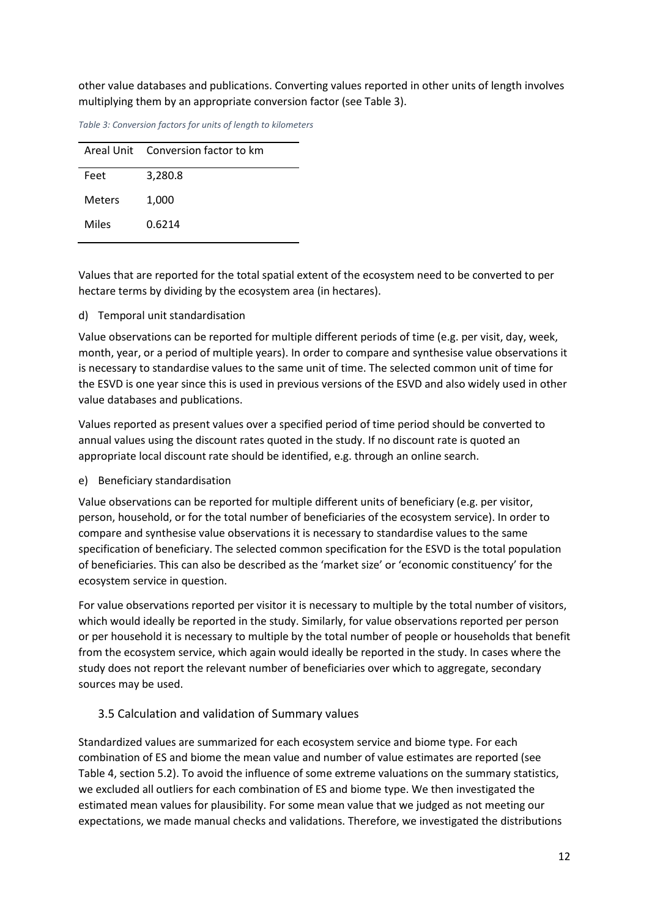other value databases and publications. Converting values reported in other units of length involves multiplying them by an appropriate conversion factor (see Table 3).

*Table 3: Conversion factors for units of length to kilometers*

| Areal Unit | Conversion factor to km |
|---|---|
| Feet | 3,280.8 |
| Meters | 1,000 |
| Miles | 0.6214 |

Values that are reported for the total spatial extent of the ecosystem need to be converted to per hectare terms by dividing by the ecosystem area (in hectares).

d) Temporal unit standardisation

Value observations can be reported for multiple different periods of time (e.g. per visit, day, week, month, year, or a period of multiple years). In order to compare and synthesise value observations it is necessary to standardise values to the same unit of time. The selected common unit of time for the ESVD is one year since this is used in previous versions of the ESVD and also widely used in other value databases and publications.

Values reported as present values over a specified period of time period should be converted to annual values using the discount rates quoted in the study. If no discount rate is quoted an appropriate local discount rate should be identified, e.g. through an online search.

e) Beneficiary standardisation

Value observations can be reported for multiple different units of beneficiary (e.g. per visitor, person, household, or for the total number of beneficiaries of the ecosystem service). In order to compare and synthesise value observations it is necessary to standardise values to the same specification of beneficiary. The selected common specification for the ESVD is the total population of beneficiaries. This can also be described as the 'market size' or 'economic constituency' for the ecosystem service in question.

For value observations reported per visitor it is necessary to multiple by the total number of visitors, which would ideally be reported in the study. Similarly, for value observations reported per person or per household it is necessary to multiple by the total number of people or households that benefit from the ecosystem service, which again would ideally be reported in the study. In cases where the study does not report the relevant number of beneficiaries over which to aggregate, secondary sources may be used.

## 3.5 Calculation and validation of Summary values

Standardized values are summarized for each ecosystem service and biome type. For each combination of ES and biome the mean value and number of value estimates are reported (see Table 4, section 5.2). To avoid the influence of some extreme valuations on the summary statistics, we excluded all outliers for each combination of ES and biome type. We then investigated the estimated mean values for plausibility. For some mean value that we judged as not meeting our expectations, we made manual checks and validations. Therefore, we investigated the distributions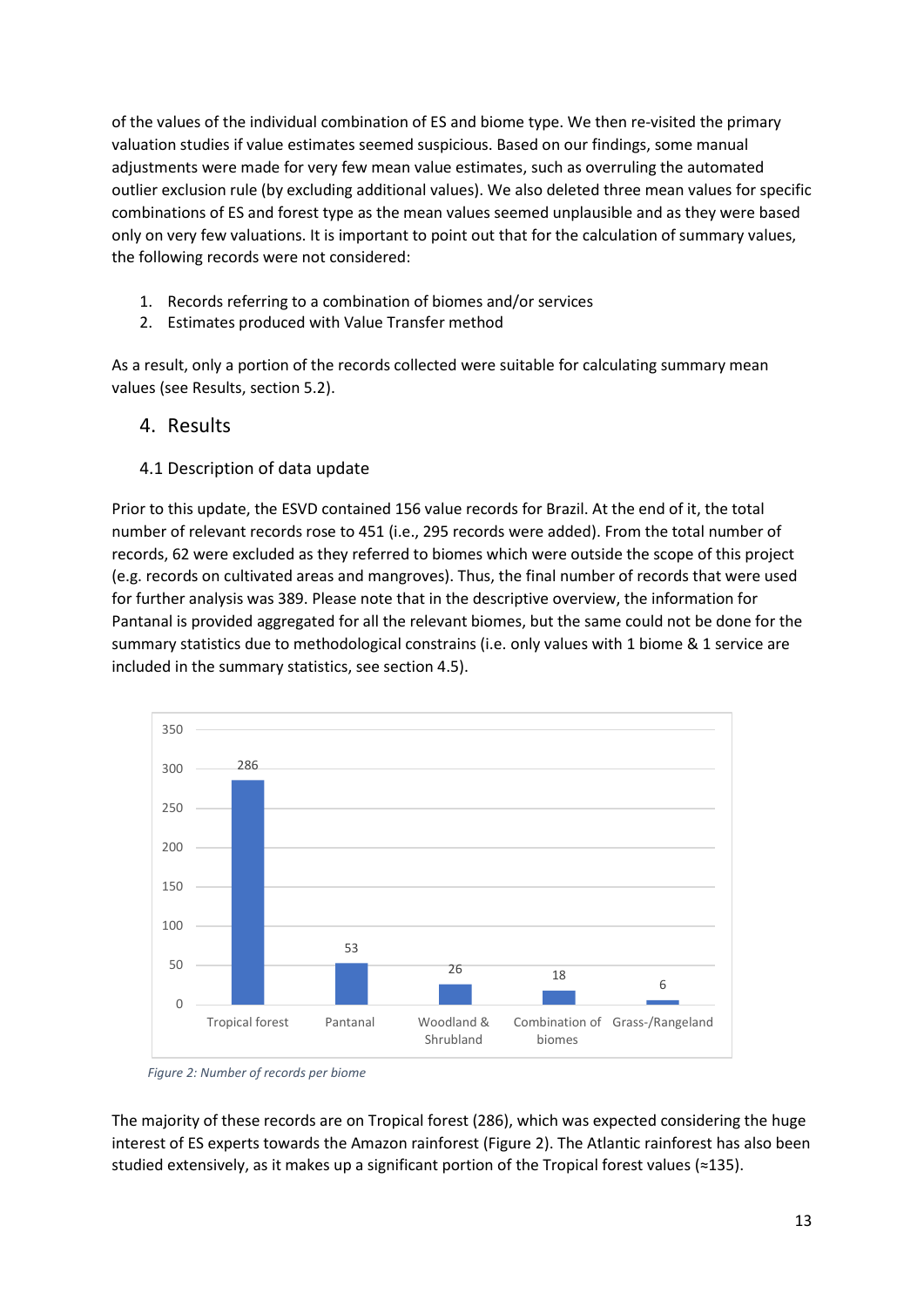of the values of the individual combination of ES and biome type. We then re-visited the primary valuation studies if value estimates seemed suspicious. Based on our findings, some manual adjustments were made for very few mean value estimates, such as overruling the automated outlier exclusion rule (by excluding additional values). We also deleted three mean values for specific combinations of ES and forest type as the mean values seemed unplausible and as they were based only on very few valuations. It is important to point out that for the calculation of summary values, the following records were not considered:

1. Records referring to a combination of biomes and/or services
2. Estimates produced with Value Transfer method

As a result, only a portion of the records collected were suitable for calculating summary mean values (see Results, section 5.2).

# 4. Results

## 4.1 Description of data update

Prior to this update, the ESVD contained 156 value records for Brazil. At the end of it, the total number of relevant records rose to 451 (i.e., 295 records were added). From the total number of records, 62 were excluded as they referred to biomes which were outside the scope of this project (e.g. records on cultivated areas and mangroves). Thus, the final number of records that were used for further analysis was 389. Please note that in the descriptive overview, the information for Pantanal is provided aggregated for all the relevant biomes, but the same could not be done for the summary statistics due to methodological constrains (i.e. only values with 1 biome & 1 service are included in the summary statistics, see section 4.5).

| Biome | Number of records |
|---|---|
| Tropical forest | 286 |
| Pantanal | 53 |
| Woodland & Shrubland | 26 |
| Combination of biomes | 18 |
| Grass-/Rangeland | 6 |

*Figure 2: Number of records per biome*

The majority of these records are on Tropical forest (286), which was expected considering the huge interest of ES experts towards the Amazon rainforest (Figure 2). The Atlantic rainforest has also been studied extensively, as it makes up a significant portion of the Tropical forest values (≈135).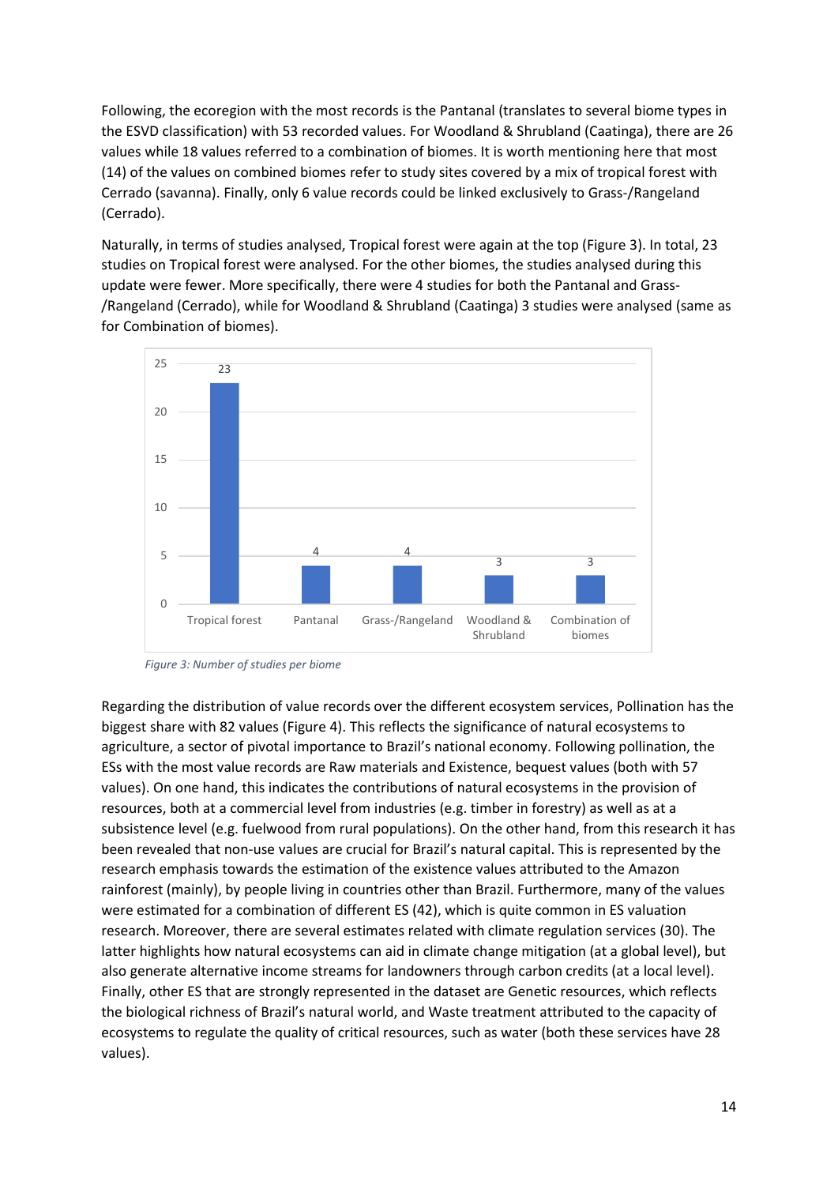Following, the ecoregion with the most records is the Pantanal (translates to several biome types in the ESVD classification) with 53 recorded values. For Woodland & Shrubland (Caatinga), there are 26 values while 18 values referred to a combination of biomes. It is worth mentioning here that most (14) of the values on combined biomes refer to study sites covered by a mix of tropical forest with Cerrado (savanna). Finally, only 6 value records could be linked exclusively to Grass-/Rangeland (Cerrado).

Naturally, in terms of studies analysed, Tropical forest were again at the top (Figure 3). In total, 23 studies on Tropical forest were analysed. For the other biomes, the studies analysed during this update were fewer. More specifically, there were 4 studies for both the Pantanal and Grass-/Rangeland (Cerrado), while for Woodland & Shrubland (Caatinga) 3 studies were analysed (same as for Combination of biomes).

*Figure 3: Number of studies per biome*

Regarding the distribution of value records over the different ecosystem services, Pollination has the biggest share with 82 values (Figure 4). This reflects the significance of natural ecosystems to agriculture, a sector of pivotal importance to Brazil's national economy. Following pollination, the ESs with the most value records are Raw materials and Existence, bequest values (both with 57 values). On one hand, this indicates the contributions of natural ecosystems in the provision of resources, both at a commercial level from industries (e.g. timber in forestry) as well as at a subsistence level (e.g. fuelwood from rural populations). On the other hand, from this research it has been revealed that non-use values are crucial for Brazil's natural capital. This is represented by the research emphasis towards the estimation of the existence values attributed to the Amazon rainforest (mainly), by people living in countries other than Brazil. Furthermore, many of the values were estimated for a combination of different ES (42), which is quite common in ES valuation research. Moreover, there are several estimates related with climate regulation services (30). The latter highlights how natural ecosystems can aid in climate change mitigation (at a global level), but also generate alternative income streams for landowners through carbon credits (at a local level). Finally, other ES that are strongly represented in the dataset are Genetic resources, which reflects the biological richness of Brazil's natural world, and Waste treatment attributed to the capacity of ecosystems to regulate the quality of critical resources, such as water (both these services have 28 values).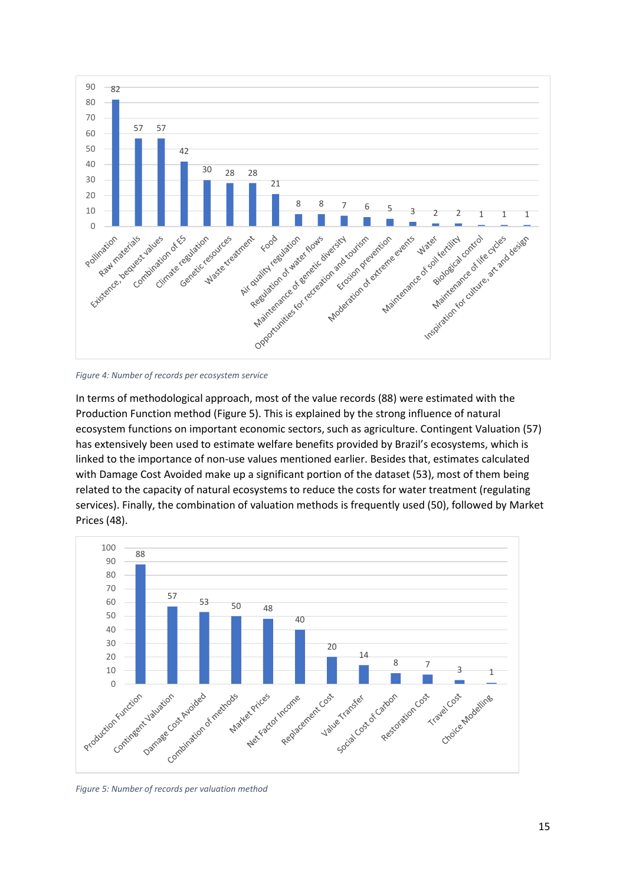*Figure 4: Number of records per ecosystem service*

In terms of methodological approach, most of the value records (88) were estimated with the Production Function method (Figure 5). This is explained by the strong influence of natural ecosystem functions on important economic sectors, such as agriculture. Contingent Valuation (57) has extensively been used to estimate welfare benefits provided by Brazil's ecosystems, which is linked to the importance of non-use values mentioned earlier. Besides that, estimates calculated with Damage Cost Avoided make up a significant portion of the dataset (53), most of them being related to the capacity of natural ecosystems to reduce the costs for water treatment (regulating services). Finally, the combination of valuation methods is frequently used (50), followed by Market Prices (48).

*Figure 5: Number of records per valuation method*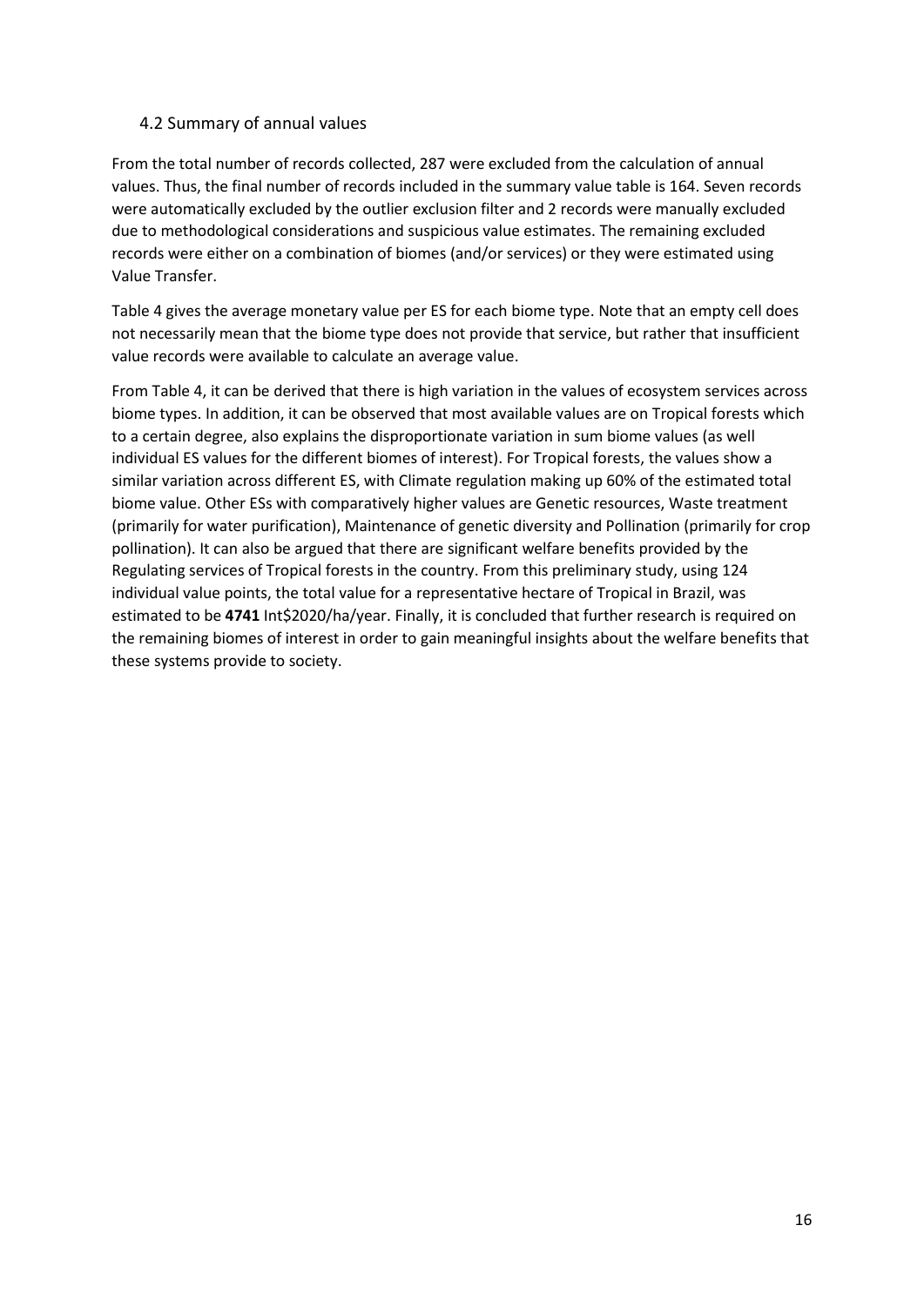## 4.2 Summary of annual values

From the total number of records collected, 287 were excluded from the calculation of annual values. Thus, the final number of records included in the summary value table is 164. Seven records were automatically excluded by the outlier exclusion filter and 2 records were manually excluded due to methodological considerations and suspicious value estimates. The remaining excluded records were either on a combination of biomes (and/or services) or they were estimated using Value Transfer.

Table 4 gives the average monetary value per ES for each biome type. Note that an empty cell does not necessarily mean that the biome type does not provide that service, but rather that insufficient value records were available to calculate an average value.

From Table 4, it can be derived that there is high variation in the values of ecosystem services across biome types. In addition, it can be observed that most available values are on Tropical forests which to a certain degree, also explains the disproportionate variation in sum biome values (as well individual ES values for the different biomes of interest). For Tropical forests, the values show a similar variation across different ES, with Climate regulation making up 60% of the estimated total biome value. Other ESs with comparatively higher values are Genetic resources, Waste treatment (primarily for water purification), Maintenance of genetic diversity and Pollination (primarily for crop pollination). It can also be argued that there are significant welfare benefits provided by the Regulating services of Tropical forests in the country. From this preliminary study, using 124 individual value points, the total value for a representative hectare of Tropical in Brazil, was estimated to be **4741** Int$2020/ha/year. Finally, it is concluded that further research is required on the remaining biomes of interest in order to gain meaningful insights about the welfare benefits that these systems provide to society.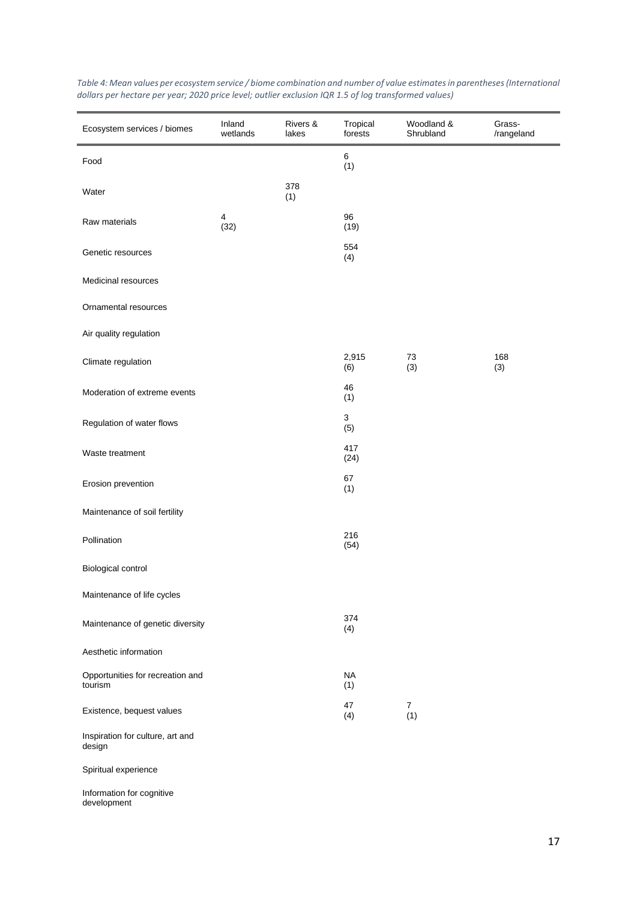*Table 4: Mean values per ecosystem service / biome combination and number of value estimates in parentheses (International dollars per hectare per year; 2020 price level; outlier exclusion IQR 1.5 of log transformed values)*

| Ecosystem services / biomes | Inland wetlands | Rivers & lakes | Tropical forests | Woodland & Shrubland | Grass- /rangeland |
|---|---|---|---|---|---|
| Food | | | 6 (1) | | |
| Water | | 378 (1) | | | |
| Raw materials | 4 (32) | | 96 (19) | | |
| Genetic resources | | | 554 (4) | | |
| Medicinal resources | | | | | |
| Ornamental resources | | | | | |
| Air quality regulation | | | | | |
| Climate regulation | | | 2,915 (6) | 73 (3) | 168 (3) |
| Moderation of extreme events | | | 46 (1) | | |
| Regulation of water flows | | | 3 (5) | | |
| Waste treatment | | | 417 (24) | | |
| Erosion prevention | | | 67 (1) | | |
| Maintenance of soil fertility | | | | | |
| Pollination | | | 216 (54) | | |
| Biological control | | | | | |
| Maintenance of life cycles | | | | | |
| Maintenance of genetic diversity | | | 374 (4) | | |
| Aesthetic information | | | | | |
| Opportunities for recreation and tourism | | | NA (1) | | |
| Existence, bequest values | | | 47 (4) | 7 (1) | |
| Inspiration for culture, art and design | | | | | |
| Spiritual experience | | | | | |
| Information for cognitive development | | | | | |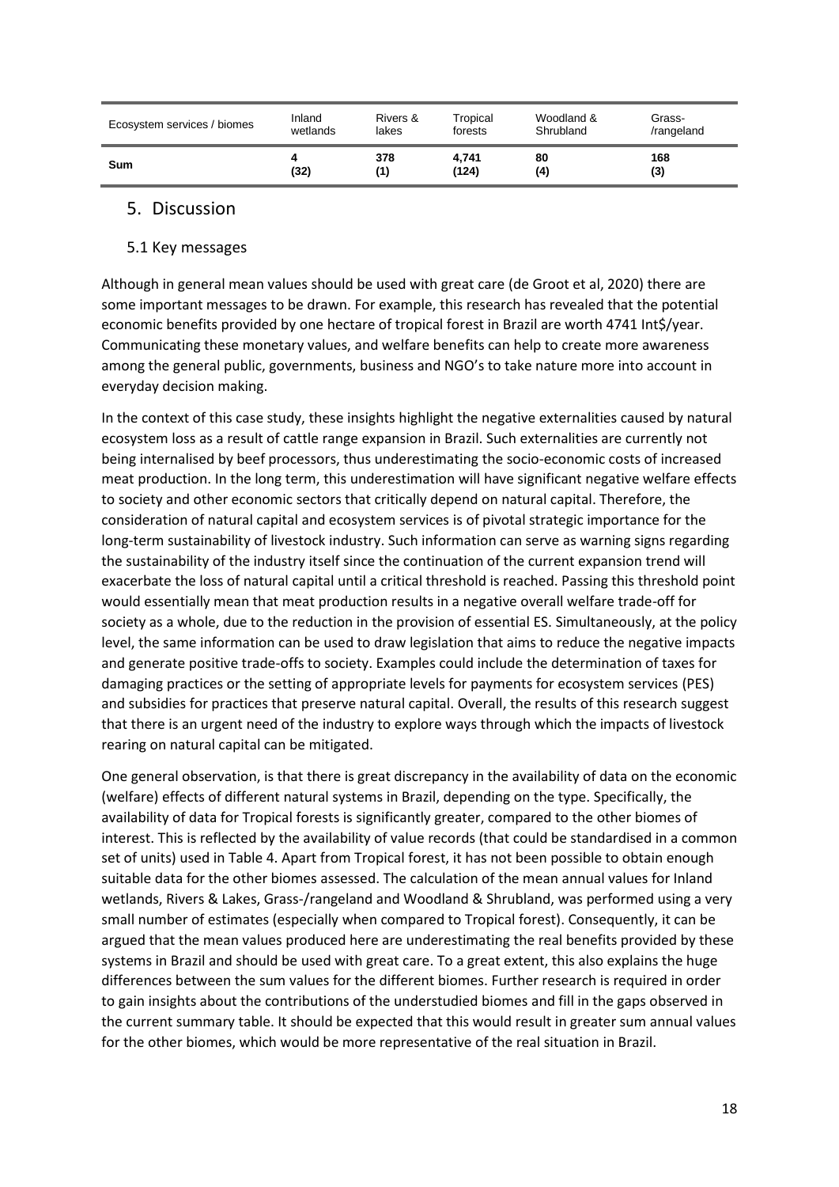| Ecosystem services / biomes | Inland wetlands | Rivers & lakes | Tropical forests | Woodland & Shrubland | Grass-/rangeland |
|---|---|---|---|---|---|
| **Sum** | **4 (32)** | **378 (1)** | **4,741 (124)** | **80 (4)** | **168 (3)** |

## 5. Discussion

### 5.1 Key messages

Although in general mean values should be used with great care (de Groot et al, 2020) there are some important messages to be drawn. For example, this research has revealed that the potential economic benefits provided by one hectare of tropical forest in Brazil are worth 4741 Int$/year. Communicating these monetary values, and welfare benefits can help to create more awareness among the general public, governments, business and NGO's to take nature more into account in everyday decision making.

In the context of this case study, these insights highlight the negative externalities caused by natural ecosystem loss as a result of cattle range expansion in Brazil. Such externalities are currently not being internalised by beef processors, thus underestimating the socio-economic costs of increased meat production. In the long term, this underestimation will have significant negative welfare effects to society and other economic sectors that critically depend on natural capital. Therefore, the consideration of natural capital and ecosystem services is of pivotal strategic importance for the long-term sustainability of livestock industry. Such information can serve as warning signs regarding the sustainability of the industry itself since the continuation of the current expansion trend will exacerbate the loss of natural capital until a critical threshold is reached. Passing this threshold point would essentially mean that meat production results in a negative overall welfare trade-off for society as a whole, due to the reduction in the provision of essential ES. Simultaneously, at the policy level, the same information can be used to draw legislation that aims to reduce the negative impacts and generate positive trade-offs to society. Examples could include the determination of taxes for damaging practices or the setting of appropriate levels for payments for ecosystem services (PES) and subsidies for practices that preserve natural capital. Overall, the results of this research suggest that there is an urgent need of the industry to explore ways through which the impacts of livestock rearing on natural capital can be mitigated.

One general observation, is that there is great discrepancy in the availability of data on the economic (welfare) effects of different natural systems in Brazil, depending on the type. Specifically, the availability of data for Tropical forests is significantly greater, compared to the other biomes of interest. This is reflected by the availability of value records (that could be standardised in a common set of units) used in Table 4. Apart from Tropical forest, it has not been possible to obtain enough suitable data for the other biomes assessed. The calculation of the mean annual values for Inland wetlands, Rivers & Lakes, Grass-/rangeland and Woodland & Shrubland, was performed using a very small number of estimates (especially when compared to Tropical forest). Consequently, it can be argued that the mean values produced here are underestimating the real benefits provided by these systems in Brazil and should be used with great care. To a great extent, this also explains the huge differences between the sum values for the different biomes. Further research is required in order to gain insights about the contributions of the understudied biomes and fill in the gaps observed in the current summary table. It should be expected that this would result in greater sum annual values for the other biomes, which would be more representative of the real situation in Brazil.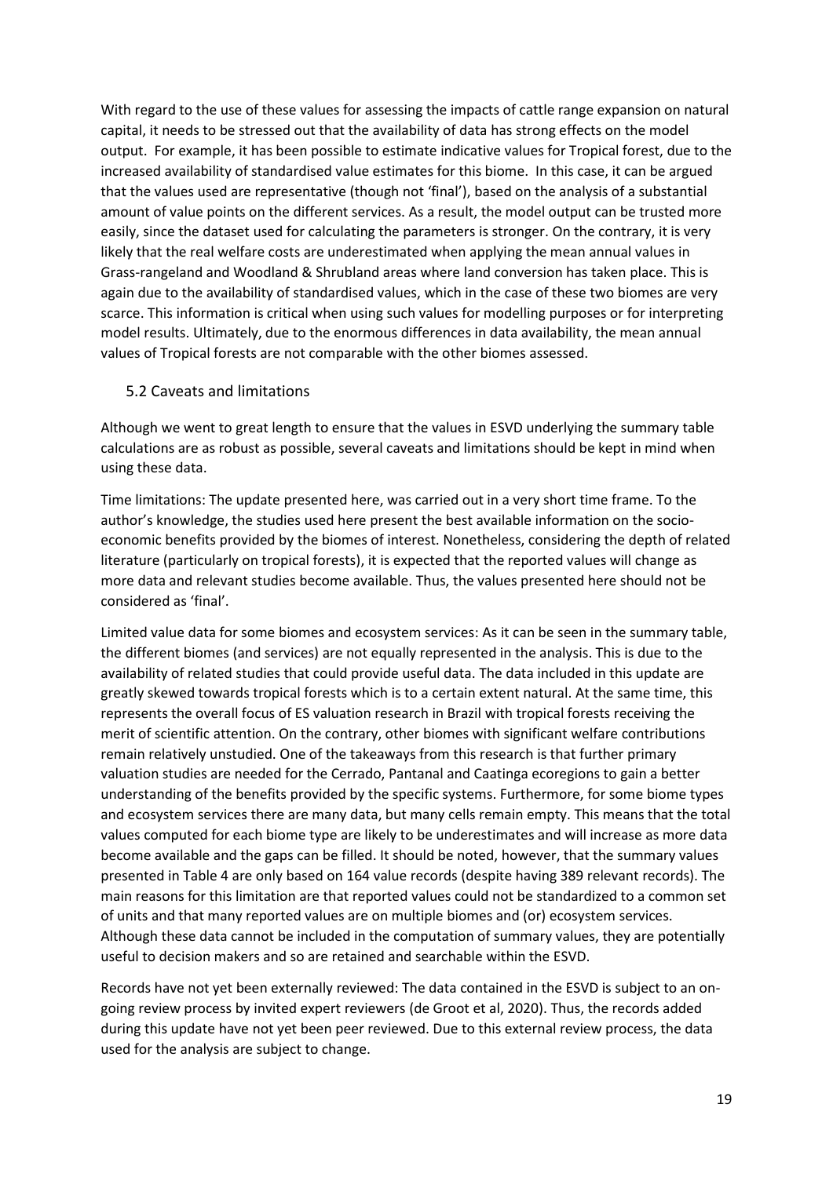With regard to the use of these values for assessing the impacts of cattle range expansion on natural capital, it needs to be stressed out that the availability of data has strong effects on the model output. For example, it has been possible to estimate indicative values for Tropical forest, due to the increased availability of standardised value estimates for this biome. In this case, it can be argued that the values used are representative (though not 'final'), based on the analysis of a substantial amount of value points on the different services. As a result, the model output can be trusted more easily, since the dataset used for calculating the parameters is stronger. On the contrary, it is very likely that the real welfare costs are underestimated when applying the mean annual values in Grass-rangeland and Woodland & Shrubland areas where land conversion has taken place. This is again due to the availability of standardised values, which in the case of these two biomes are very scarce. This information is critical when using such values for modelling purposes or for interpreting model results. Ultimately, due to the enormous differences in data availability, the mean annual values of Tropical forests are not comparable with the other biomes assessed.

## 5.2 Caveats and limitations

Although we went to great length to ensure that the values in ESVD underlying the summary table calculations are as robust as possible, several caveats and limitations should be kept in mind when using these data.

Time limitations: The update presented here, was carried out in a very short time frame. To the author's knowledge, the studies used here present the best available information on the socio-economic benefits provided by the biomes of interest. Nonetheless, considering the depth of related literature (particularly on tropical forests), it is expected that the reported values will change as more data and relevant studies become available. Thus, the values presented here should not be considered as 'final'.

Limited value data for some biomes and ecosystem services: As it can be seen in the summary table, the different biomes (and services) are not equally represented in the analysis. This is due to the availability of related studies that could provide useful data. The data included in this update are greatly skewed towards tropical forests which is to a certain extent natural. At the same time, this represents the overall focus of ES valuation research in Brazil with tropical forests receiving the merit of scientific attention. On the contrary, other biomes with significant welfare contributions remain relatively unstudied. One of the takeaways from this research is that further primary valuation studies are needed for the Cerrado, Pantanal and Caatinga ecoregions to gain a better understanding of the benefits provided by the specific systems. Furthermore, for some biome types and ecosystem services there are many data, but many cells remain empty. This means that the total values computed for each biome type are likely to be underestimates and will increase as more data become available and the gaps can be filled. It should be noted, however, that the summary values presented in Table 4 are only based on 164 value records (despite having 389 relevant records). The main reasons for this limitation are that reported values could not be standardized to a common set of units and that many reported values are on multiple biomes and (or) ecosystem services. Although these data cannot be included in the computation of summary values, they are potentially useful to decision makers and so are retained and searchable within the ESVD.

Records have not yet been externally reviewed: The data contained in the ESVD is subject to an on-going review process by invited expert reviewers (de Groot et al, 2020). Thus, the records added during this update have not yet been peer reviewed. Due to this external review process, the data used for the analysis are subject to change.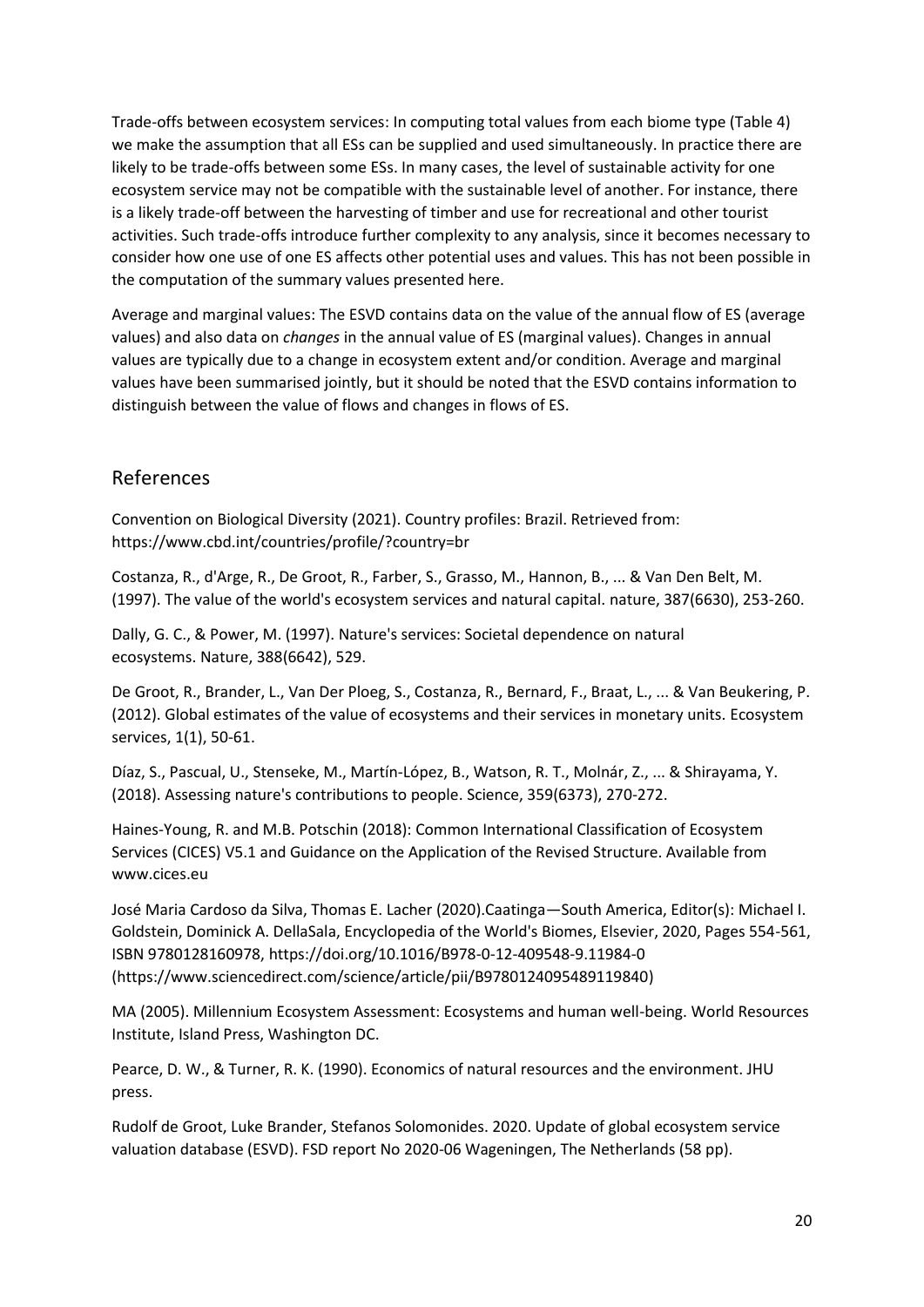Trade-offs between ecosystem services: In computing total values from each biome type (Table 4) we make the assumption that all ESs can be supplied and used simultaneously. In practice there are likely to be trade-offs between some ESs. In many cases, the level of sustainable activity for one ecosystem service may not be compatible with the sustainable level of another. For instance, there is a likely trade-off between the harvesting of timber and use for recreational and other tourist activities. Such trade-offs introduce further complexity to any analysis, since it becomes necessary to consider how one use of one ES affects other potential uses and values. This has not been possible in the computation of the summary values presented here.

Average and marginal values: The ESVD contains data on the value of the annual flow of ES (average values) and also data on *changes* in the annual value of ES (marginal values). Changes in annual values are typically due to a change in ecosystem extent and/or condition. Average and marginal values have been summarised jointly, but it should be noted that the ESVD contains information to distinguish between the value of flows and changes in flows of ES.

## References

Convention on Biological Diversity (2021). Country profiles: Brazil. Retrieved from: https://www.cbd.int/countries/profile/?country=br

Costanza, R., d'Arge, R., De Groot, R., Farber, S., Grasso, M., Hannon, B., ... & Van Den Belt, M. (1997). The value of the world's ecosystem services and natural capital. nature, 387(6630), 253-260.

Dally, G. C., & Power, M. (1997). Nature's services: Societal dependence on natural ecosystems. Nature, 388(6642), 529.

De Groot, R., Brander, L., Van Der Ploeg, S., Costanza, R., Bernard, F., Braat, L., ... & Van Beukering, P. (2012). Global estimates of the value of ecosystems and their services in monetary units. Ecosystem services, 1(1), 50-61.

Díaz, S., Pascual, U., Stenseke, M., Martín-López, B., Watson, R. T., Molnár, Z., ... & Shirayama, Y. (2018). Assessing nature's contributions to people. Science, 359(6373), 270-272.

Haines-Young, R. and M.B. Potschin (2018): Common International Classification of Ecosystem Services (CICES) V5.1 and Guidance on the Application of the Revised Structure. Available from www.cices.eu

José Maria Cardoso da Silva, Thomas E. Lacher (2020).Caatinga—South America, Editor(s): Michael I. Goldstein, Dominick A. DellaSala, Encyclopedia of the World's Biomes, Elsevier, 2020, Pages 554-561, ISBN 9780128160978, https://doi.org/10.1016/B978-0-12-409548-9.11984-0 (https://www.sciencedirect.com/science/article/pii/B9780124095489119840)

MA (2005). Millennium Ecosystem Assessment: Ecosystems and human well-being. World Resources Institute, Island Press, Washington DC.

Pearce, D. W., & Turner, R. K. (1990). Economics of natural resources and the environment. JHU press.

Rudolf de Groot, Luke Brander, Stefanos Solomonides. 2020. Update of global ecosystem service valuation database (ESVD). FSD report No 2020-06 Wageningen, The Netherlands (58 pp).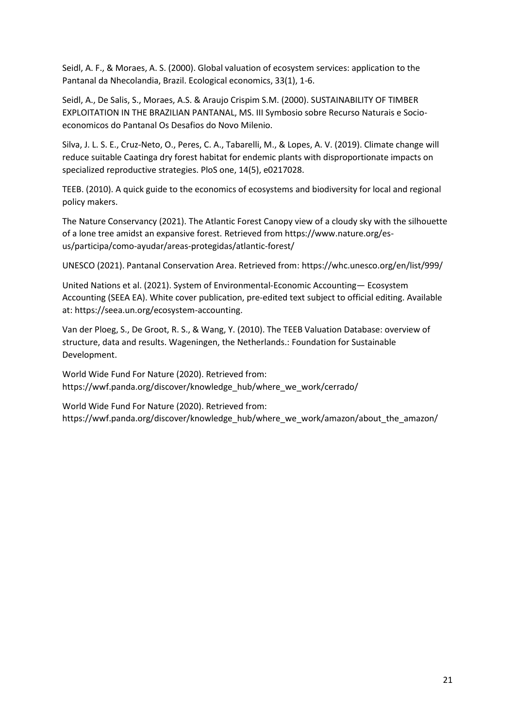Seidl, A. F., & Moraes, A. S. (2000). Global valuation of ecosystem services: application to the Pantanal da Nhecolandia, Brazil. Ecological economics, 33(1), 1-6.

Seidl, A., De Salis, S., Moraes, A.S. & Araujo Crispim S.M. (2000). SUSTAINABILITY OF TIMBER EXPLOITATION IN THE BRAZILIAN PANTANAL, MS. III Symbosio sobre Recurso Naturais e Socio-economicos do Pantanal Os Desafios do Novo Milenio.

Silva, J. L. S. E., Cruz-Neto, O., Peres, C. A., Tabarelli, M., & Lopes, A. V. (2019). Climate change will reduce suitable Caatinga dry forest habitat for endemic plants with disproportionate impacts on specialized reproductive strategies. PloS one, 14(5), e0217028.

TEEB. (2010). A quick guide to the economics of ecosystems and biodiversity for local and regional policy makers.

The Nature Conservancy (2021). The Atlantic Forest Canopy view of a cloudy sky with the silhouette of a lone tree amidst an expansive forest. Retrieved from https://www.nature.org/es-us/participa/como-ayudar/areas-protegidas/atlantic-forest/

UNESCO (2021). Pantanal Conservation Area. Retrieved from: https://whc.unesco.org/en/list/999/

United Nations et al. (2021). System of Environmental-Economic Accounting— Ecosystem Accounting (SEEA EA). White cover publication, pre-edited text subject to official editing. Available at: https://seea.un.org/ecosystem-accounting.

Van der Ploeg, S., De Groot, R. S., & Wang, Y. (2010). The TEEB Valuation Database: overview of structure, data and results. Wageningen, the Netherlands.: Foundation for Sustainable Development.

World Wide Fund For Nature (2020). Retrieved from: https://wwf.panda.org/discover/knowledge_hub/where_we_work/cerrado/

World Wide Fund For Nature (2020). Retrieved from: https://wwf.panda.org/discover/knowledge_hub/where_we_work/amazon/about_the_amazon/